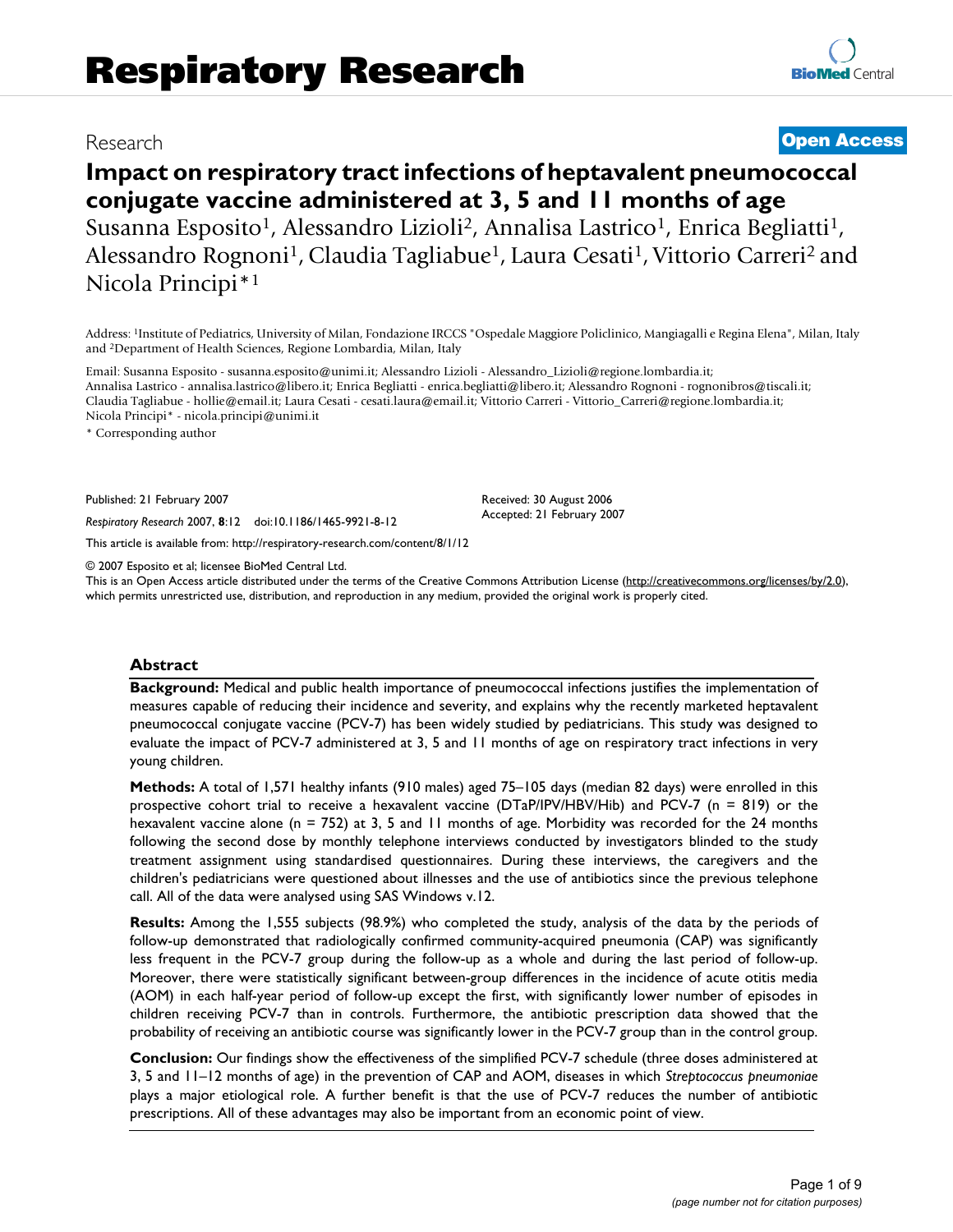Research **Open Access**

# Impact on respiratory tract infections of heptavalent pneumococcal conjugate vaccine administered at 3, 5 and 11 months of age

Susanna Esposito[1], Alessandro Lizioli[2], Annalisa Lastrico[1], Enrica Begliatti[1], Alessandro Rognoni[1], Claudia Tagliabue[1], Laura Cesati[1], Vittorio Carreri[2] and Nicola Principi*[1]

Address: [1]Institute of Pediatrics, University of Milan, Fondazione IRCCS "Ospedale Maggiore Policlinico, Mangiagalli e Regina Elena", Milan, Italy and [2]Department of Health Sciences, Regione Lombardia, Milan, Italy

Email: Susanna Esposito - susanna.esposito@unimi.it; Alessandro Lizioli - Alessandro_Lizioli@regione.lombardia.it; Annalisa Lastrico - annalisa.lastrico@libero.it; Enrica Begliatti - enrica.begliatti@libero.it; Alessandro Rognoni - rognonibros@tiscali.it; Claudia Tagliabue - hollie@email.it; Laura Cesati - cesati.laura@email.it; Vittorio Carreri - Vittorio_Carreri@regione.lombardia.it; Nicola Principi* - nicola.principi@unimi.it

* Corresponding author

Published: 21 February 2007

*Respiratory Research* 2007, **8**:12 doi:10.1186/1465-9921-8-12

Received: 30 August 2006
Accepted: 21 February 2007

This article is available from: http://respiratory-research.com/content/8/1/12

© 2007 Esposito et al; licensee BioMed Central Ltd.
This is an Open Access article distributed under the terms of the Creative Commons Attribution License (http://creativecommons.org/licenses/by/2.0), which permits unrestricted use, distribution, and reproduction in any medium, provided the original work is properly cited.

## Abstract

**Background:** Medical and public health importance of pneumococcal infections justifies the implementation of measures capable of reducing their incidence and severity, and explains why the recently marketed heptavalent pneumococcal conjugate vaccine (PCV-7) has been widely studied by pediatricians. This study was designed to evaluate the impact of PCV-7 administered at 3, 5 and 11 months of age on respiratory tract infections in very young children.

**Methods:** A total of 1,571 healthy infants (910 males) aged 75–105 days (median 82 days) were enrolled in this prospective cohort trial to receive a hexavalent vaccine (DTaP/IPV/HBV/Hib) and PCV-7 (n = 819) or the hexavalent vaccine alone (n = 752) at 3, 5 and 11 months of age. Morbidity was recorded for the 24 months following the second dose by monthly telephone interviews conducted by investigators blinded to the study treatment assignment using standardised questionnaires. During these interviews, the caregivers and the children's pediatricians were questioned about illnesses and the use of antibiotics since the previous telephone call. All of the data were analysed using SAS Windows v.12.

**Results:** Among the 1,555 subjects (98.9%) who completed the study, analysis of the data by the periods of follow-up demonstrated that radiologically confirmed community-acquired pneumonia (CAP) was significantly less frequent in the PCV-7 group during the follow-up as a whole and during the last period of follow-up. Moreover, there were statistically significant between-group differences in the incidence of acute otitis media (AOM) in each half-year period of follow-up except the first, with significantly lower number of episodes in children receiving PCV-7 than in controls. Furthermore, the antibiotic prescription data showed that the probability of receiving an antibiotic course was significantly lower in the PCV-7 group than in the control group.

**Conclusion:** Our findings show the effectiveness of the simplified PCV-7 schedule (three doses administered at 3, 5 and 11–12 months of age) in the prevention of CAP and AOM, diseases in which *Streptococcus pneumoniae* plays a major etiological role. A further benefit is that the use of PCV-7 reduces the number of antibiotic prescriptions. All of these advantages may also be important from an economic point of view.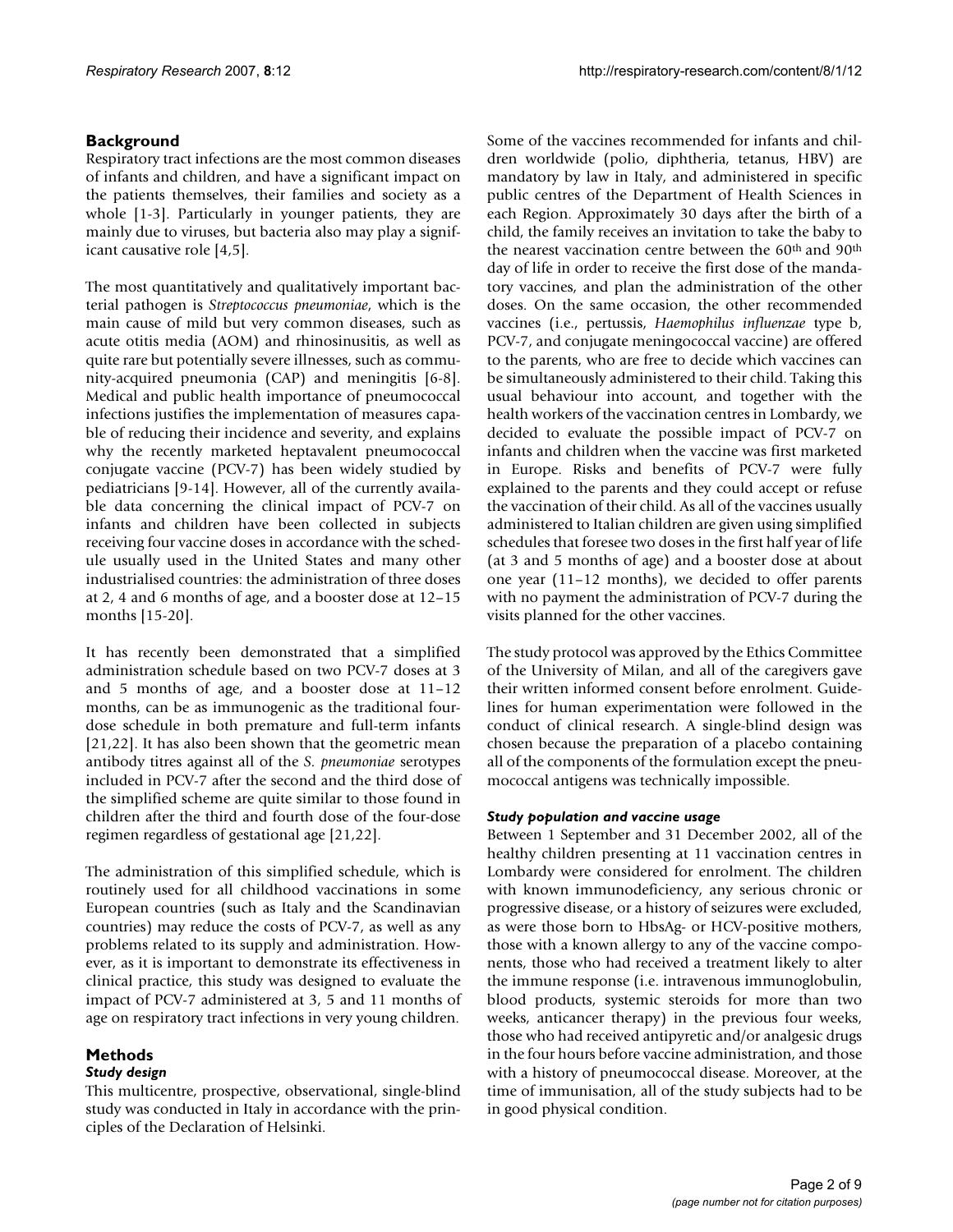## Background

Respiratory tract infections are the most common diseases of infants and children, and have a significant impact on the patients themselves, their families and society as a whole [1-3]. Particularly in younger patients, they are mainly due to viruses, but bacteria also may play a significant causative role [4,5].

The most quantitatively and qualitatively important bacterial pathogen is *Streptococcus pneumoniae*, which is the main cause of mild but very common diseases, such as acute otitis media (AOM) and rhinosinusitis, as well as quite rare but potentially severe illnesses, such as community-acquired pneumonia (CAP) and meningitis [6-8]. Medical and public health importance of pneumococcal infections justifies the implementation of measures capable of reducing their incidence and severity, and explains why the recently marketed heptavalent pneumococcal conjugate vaccine (PCV-7) has been widely studied by pediatricians [9-14]. However, all of the currently available data concerning the clinical impact of PCV-7 on infants and children have been collected in subjects receiving four vaccine doses in accordance with the schedule usually used in the United States and many other industrialised countries: the administration of three doses at 2, 4 and 6 months of age, and a booster dose at 12–15 months [15-20].

It has recently been demonstrated that a simplified administration schedule based on two PCV-7 doses at 3 and 5 months of age, and a booster dose at 11–12 months, can be as immunogenic as the traditional four-dose schedule in both premature and full-term infants [21,22]. It has also been shown that the geometric mean antibody titres against all of the *S. pneumoniae* serotypes included in PCV-7 after the second and the third dose of the simplified scheme are quite similar to those found in children after the third and fourth dose of the four-dose regimen regardless of gestational age [21,22].

The administration of this simplified schedule, which is routinely used for all childhood vaccinations in some European countries (such as Italy and the Scandinavian countries) may reduce the costs of PCV-7, as well as any problems related to its supply and administration. However, as it is important to demonstrate its effectiveness in clinical practice, this study was designed to evaluate the impact of PCV-7 administered at 3, 5 and 11 months of age on respiratory tract infections in very young children.

## Methods

### *Study design*

This multicentre, prospective, observational, single-blind study was conducted in Italy in accordance with the principles of the Declaration of Helsinki.

Some of the vaccines recommended for infants and children worldwide (polio, diphtheria, tetanus, HBV) are mandatory by law in Italy, and administered in specific public centres of the Department of Health Sciences in each Region. Approximately 30 days after the birth of a child, the family receives an invitation to take the baby to the nearest vaccination centre between the 60th and 90th day of life in order to receive the first dose of the mandatory vaccines, and plan the administration of the other doses. On the same occasion, the other recommended vaccines (i.e., pertussis, *Haemophilus influenzae* type b, PCV-7, and conjugate meningococcal vaccine) are offered to the parents, who are free to decide which vaccines can be simultaneously administered to their child. Taking this usual behaviour into account, and together with the health workers of the vaccination centres in Lombardy, we decided to evaluate the possible impact of PCV-7 on infants and children when the vaccine was first marketed in Europe. Risks and benefits of PCV-7 were fully explained to the parents and they could accept or refuse the vaccination of their child. As all of the vaccines usually administered to Italian children are given using simplified schedules that foresee two doses in the first half year of life (at 3 and 5 months of age) and a booster dose at about one year (11–12 months), we decided to offer parents with no payment the administration of PCV-7 during the visits planned for the other vaccines.

The study protocol was approved by the Ethics Committee of the University of Milan, and all of the caregivers gave their written informed consent before enrolment. Guidelines for human experimentation were followed in the conduct of clinical research. A single-blind design was chosen because the preparation of a placebo containing all of the components of the formulation except the pneumococcal antigens was technically impossible.

### *Study population and vaccine usage*

Between 1 September and 31 December 2002, all of the healthy children presenting at 11 vaccination centres in Lombardy were considered for enrolment. The children with known immunodeficiency, any serious chronic or progressive disease, or a history of seizures were excluded, as were those born to HbsAg- or HCV-positive mothers, those with a known allergy to any of the vaccine components, those who had received a treatment likely to alter the immune response (i.e. intravenous immunoglobulin, blood products, systemic steroids for more than two weeks, anticancer therapy) in the previous four weeks, those who had received antipyretic and/or analgesic drugs in the four hours before vaccine administration, and those with a history of pneumococcal disease. Moreover, at the time of immunisation, all of the study subjects had to be in good physical condition.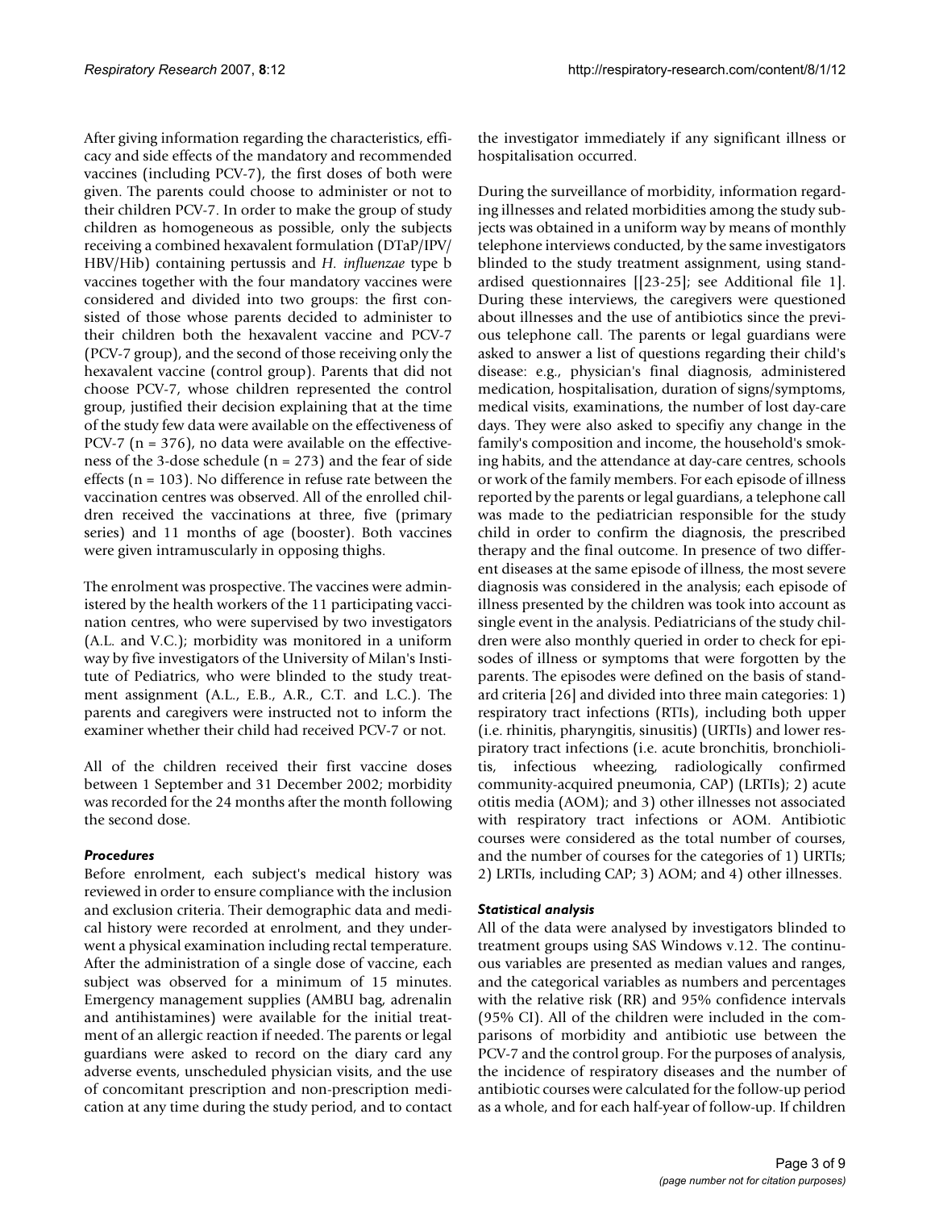After giving information regarding the characteristics, efficacy and side effects of the mandatory and recommended vaccines (including PCV-7), the first doses of both were given. The parents could choose to administer or not to their children PCV-7. In order to make the group of study children as homogeneous as possible, only the subjects receiving a combined hexavalent formulation (DTaP/IPV/HBV/Hib) containing pertussis and *H. influenzae* type b vaccines together with the four mandatory vaccines were considered and divided into two groups: the first consisted of those whose parents decided to administer to their children both the hexavalent vaccine and PCV-7 (PCV-7 group), and the second of those receiving only the hexavalent vaccine (control group). Parents that did not choose PCV-7, whose children represented the control group, justified their decision explaining that at the time of the study few data were available on the effectiveness of PCV-7 (n = 376), no data were available on the effectiveness of the 3-dose schedule (n = 273) and the fear of side effects (n = 103). No difference in refuse rate between the vaccination centres was observed. All of the enrolled children received the vaccinations at three, five (primary series) and 11 months of age (booster). Both vaccines were given intramuscularly in opposing thighs.

The enrolment was prospective. The vaccines were administered by the health workers of the 11 participating vaccination centres, who were supervised by two investigators (A.L. and V.C.); morbidity was monitored in a uniform way by five investigators of the University of Milan's Institute of Pediatrics, who were blinded to the study treatment assignment (A.L., E.B., A.R., C.T. and L.C.). The parents and caregivers were instructed not to inform the examiner whether their child had received PCV-7 or not.

All of the children received their first vaccine doses between 1 September and 31 December 2002; morbidity was recorded for the 24 months after the month following the second dose.

### *Procedures*

Before enrolment, each subject's medical history was reviewed in order to ensure compliance with the inclusion and exclusion criteria. Their demographic data and medical history were recorded at enrolment, and they underwent a physical examination including rectal temperature. After the administration of a single dose of vaccine, each subject was observed for a minimum of 15 minutes. Emergency management supplies (AMBU bag, adrenalin and antihistamines) were available for the initial treatment of an allergic reaction if needed. The parents or legal guardians were asked to record on the diary card any adverse events, unscheduled physician visits, and the use of concomitant prescription and non-prescription medication at any time during the study period, and to contact the investigator immediately if any significant illness or hospitalisation occurred.

During the surveillance of morbidity, information regarding illnesses and related morbidities among the study subjects was obtained in a uniform way by means of monthly telephone interviews conducted, by the same investigators blinded to the study treatment assignment, using standardised questionnaires [[23-25]; see Additional file 1]. During these interviews, the caregivers were questioned about illnesses and the use of antibiotics since the previous telephone call. The parents or legal guardians were asked to answer a list of questions regarding their child's disease: e.g., physician's final diagnosis, administered medication, hospitalisation, duration of signs/symptoms, medical visits, examinations, the number of lost day-care days. They were also asked to specifiy any change in the family's composition and income, the household's smoking habits, and the attendance at day-care centres, schools or work of the family members. For each episode of illness reported by the parents or legal guardians, a telephone call was made to the pediatrician responsible for the study child in order to confirm the diagnosis, the prescribed therapy and the final outcome. In presence of two different diseases at the same episode of illness, the most severe diagnosis was considered in the analysis; each episode of illness presented by the children was took into account as single event in the analysis. Pediatricians of the study children were also monthly queried in order to check for episodes of illness or symptoms that were forgotten by the parents. The episodes were defined on the basis of standard criteria [26] and divided into three main categories: 1) respiratory tract infections (RTIs), including both upper (i.e. rhinitis, pharyngitis, sinusitis) (URTIs) and lower respiratory tract infections (i.e. acute bronchitis, bronchiolitis, infectious wheezing, radiologically confirmed community-acquired pneumonia, CAP) (LRTIs); 2) acute otitis media (AOM); and 3) other illnesses not associated with respiratory tract infections or AOM. Antibiotic courses were considered as the total number of courses, and the number of courses for the categories of 1) URTIs; 2) LRTIs, including CAP; 3) AOM; and 4) other illnesses.

### *Statistical analysis*

All of the data were analysed by investigators blinded to treatment groups using SAS Windows v.12. The continuous variables are presented as median values and ranges, and the categorical variables as numbers and percentages with the relative risk (RR) and 95% confidence intervals (95% CI). All of the children were included in the comparisons of morbidity and antibiotic use between the PCV-7 and the control group. For the purposes of analysis, the incidence of respiratory diseases and the number of antibiotic courses were calculated for the follow-up period as a whole, and for each half-year of follow-up. If children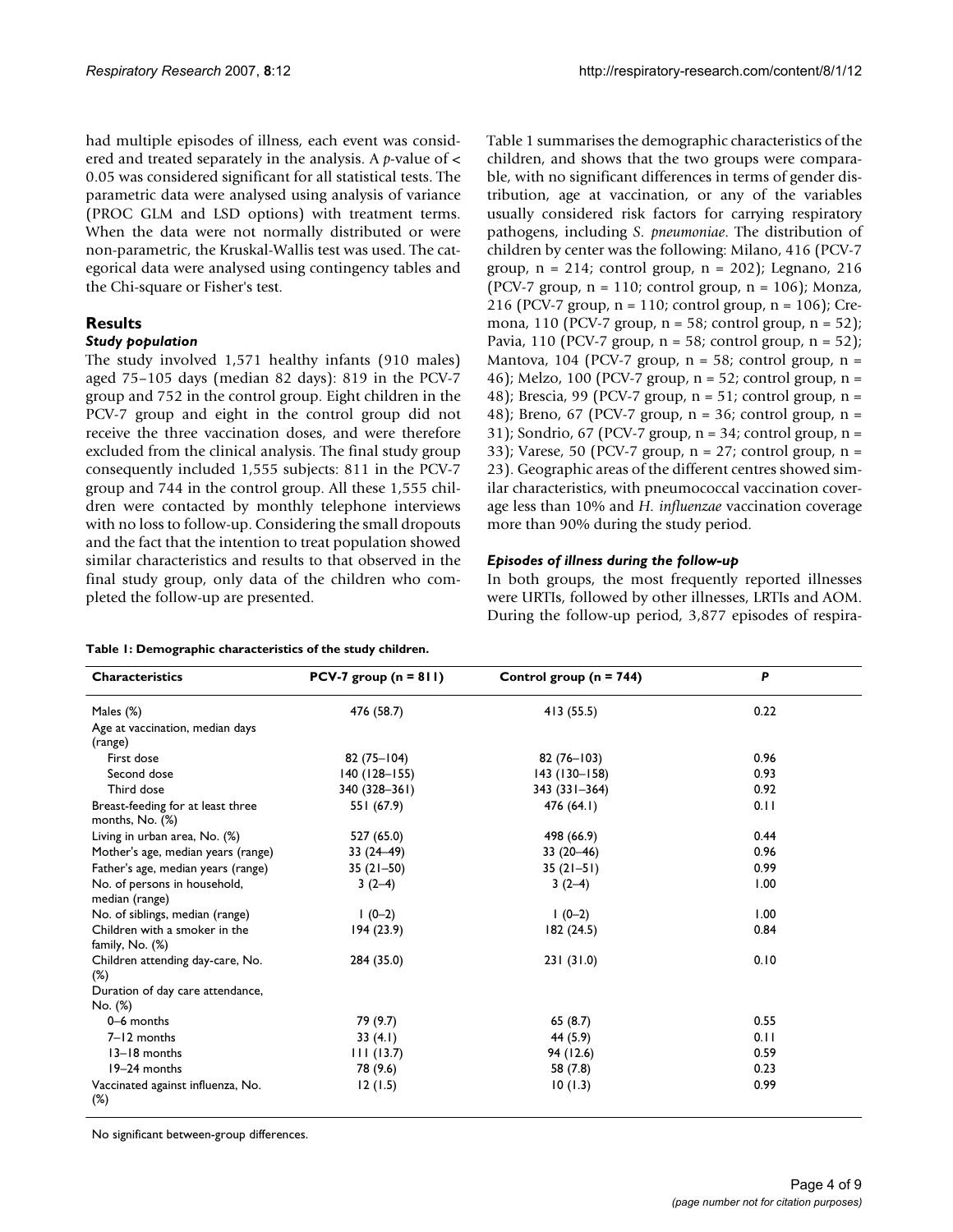had multiple episodes of illness, each event was considered and treated separately in the analysis. A *p*-value of < 0.05 was considered significant for all statistical tests. The parametric data were analysed using analysis of variance (PROC GLM and LSD options) with treatment terms. When the data were not normally distributed or were non-parametric, the Kruskal-Wallis test was used. The categorical data were analysed using contingency tables and the Chi-square or Fisher's test.

## Results

### *Study population*

The study involved 1,571 healthy infants (910 males) aged 75–105 days (median 82 days): 819 in the PCV-7 group and 752 in the control group. Eight children in the PCV-7 group and eight in the control group did not receive the three vaccination doses, and were therefore excluded from the clinical analysis. The final study group consequently included 1,555 subjects: 811 in the PCV-7 group and 744 in the control group. All these 1,555 children were contacted by monthly telephone interviews with no loss to follow-up. Considering the small dropouts and the fact that the intention to treat population showed similar characteristics and results to that observed in the final study group, only data of the children who completed the follow-up are presented.

Table 1 summarises the demographic characteristics of the children, and shows that the two groups were comparable, with no significant differences in terms of gender distribution, age at vaccination, or any of the variables usually considered risk factors for carrying respiratory pathogens, including *S. pneumoniae*. The distribution of children by center was the following: Milano, 416 (PCV-7 group, n = 214; control group, n = 202); Legnano, 216 (PCV-7 group, n = 110; control group, n = 106); Monza, 216 (PCV-7 group, n = 110; control group, n = 106); Cremona, 110 (PCV-7 group, n = 58; control group, n = 52); Pavia, 110 (PCV-7 group, n = 58; control group, n = 52); Mantova, 104 (PCV-7 group, n = 58; control group, n = 46); Melzo, 100 (PCV-7 group, n = 52; control group, n = 48); Brescia, 99 (PCV-7 group, n = 51; control group, n = 48); Breno, 67 (PCV-7 group, n = 36; control group, n = 31); Sondrio, 67 (PCV-7 group, n = 34; control group, n = 33); Varese, 50 (PCV-7 group, n = 27; control group, n = 23). Geographic areas of the different centres showed similar characteristics, with pneumococcal vaccination coverage less than 10% and *H. influenzae* vaccination coverage more than 90% during the study period.

### *Episodes of illness during the follow-up*

In both groups, the most frequently reported illnesses were URTIs, followed by other illnesses, LRTIs and AOM. During the follow-up period, 3,877 episodes of respira-

**Table 1: Demographic characteristics of the study children.**

| Characteristics | PCV-7 group (n = 811) | Control group (n = 744) | P |
|---|---|---|---|
| Males (%) | 476 (58.7) | 413 (55.5) | 0.22 |
| Age at vaccination, median days (range) | | | |
| First dose | 82 (75–104) | 82 (76–103) | 0.96 |
| Second dose | 140 (128–155) | 143 (130–158) | 0.93 |
| Third dose | 340 (328–361) | 343 (331–364) | 0.92 |
| Breast-feeding for at least three months, No. (%) | 551 (67.9) | 476 (64.1) | 0.11 |
| Living in urban area, No. (%) | 527 (65.0) | 498 (66.9) | 0.44 |
| Mother's age, median years (range) | 33 (24–49) | 33 (20–46) | 0.96 |
| Father's age, median years (range) | 35 (21–50) | 35 (21–51) | 0.99 |
| No. of persons in household, median (range) | 3 (2–4) | 3 (2–4) | 1.00 |
| No. of siblings, median (range) | 1 (0–2) | 1 (0–2) | 1.00 |
| Children with a smoker in the family, No. (%) | 194 (23.9) | 182 (24.5) | 0.84 |
| Children attending day-care, No. (%) | 284 (35.0) | 231 (31.0) | 0.10 |
| Duration of day care attendance, No. (%) | | | |
| 0–6 months | 79 (9.7) | 65 (8.7) | 0.55 |
| 7–12 months | 33 (4.1) | 44 (5.9) | 0.11 |
| 13–18 months | 111 (13.7) | 94 (12.6) | 0.59 |
| 19–24 months | 78 (9.6) | 58 (7.8) | 0.23 |
| Vaccinated against influenza, No. (%) | 12 (1.5) | 10 (1.3) | 0.99 |

No significant between-group differences.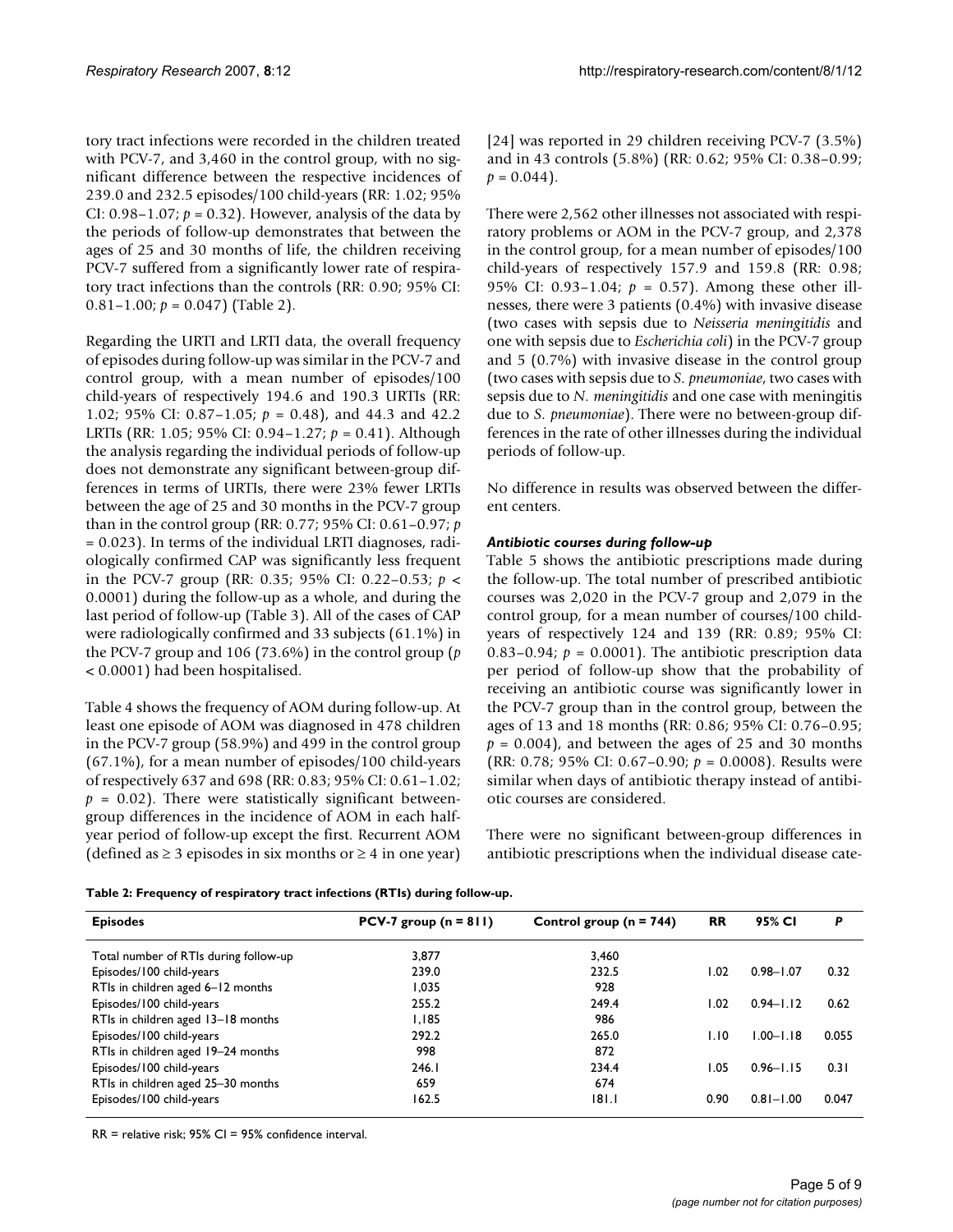tory tract infections were recorded in the children treated with PCV-7, and 3,460 in the control group, with no significant difference between the respective incidences of 239.0 and 232.5 episodes/100 child-years (RR: 1.02; 95% CI: 0.98–1.07; $p = 0.32$). However, analysis of the data by the periods of follow-up demonstrates that between the ages of 25 and 30 months of life, the children receiving PCV-7 suffered from a significantly lower rate of respiratory tract infections than the controls (RR: 0.90; 95% CI: 0.81–1.00; $p = 0.047$) (Table 2).

Regarding the URTI and LRTI data, the overall frequency of episodes during follow-up was similar in the PCV-7 and control group, with a mean number of episodes/100 child-years of respectively 194.6 and 190.3 URTIs (RR: 1.02; 95% CI: 0.87–1.05; $p = 0.48$), and 44.3 and 42.2 LRTIs (RR: 1.05; 95% CI: 0.94–1.27; $p = 0.41$). Although the analysis regarding the individual periods of follow-up does not demonstrate any significant between-group differences in terms of URTIs, there were 23% fewer LRTIs between the age of 25 and 30 months in the PCV-7 group than in the control group (RR: 0.77; 95% CI: 0.61–0.97; $p = 0.023$). In terms of the individual LRTI diagnoses, radiologically confirmed CAP was significantly less frequent in the PCV-7 group (RR: 0.35; 95% CI: 0.22–0.53; $p < 0.0001$) during the follow-up as a whole, and during the last period of follow-up (Table 3). All of the cases of CAP were radiologically confirmed and 33 subjects (61.1%) in the PCV-7 group and 106 (73.6%) in the control group ($p < 0.0001$) had been hospitalised.

Table 4 shows the frequency of AOM during follow-up. At least one episode of AOM was diagnosed in 478 children in the PCV-7 group (58.9%) and 499 in the control group (67.1%), for a mean number of episodes/100 child-years of respectively 637 and 698 (RR: 0.83; 95% CI: 0.61–1.02; $p = 0.02$). There were statistically significant between-group differences in the incidence of AOM in each half-year period of follow-up except the first. Recurrent AOM (defined as ≥ 3 episodes in six months or ≥ 4 in one year) [24] was reported in 29 children receiving PCV-7 (3.5%) and in 43 controls (5.8%) (RR: 0.62; 95% CI: 0.38–0.99; $p = 0.044$).

There were 2,562 other illnesses not associated with respiratory problems or AOM in the PCV-7 group, and 2,378 in the control group, for a mean number of episodes/100 child-years of respectively 157.9 and 159.8 (RR: 0.98; 95% CI: 0.93–1.04; $p = 0.57$). Among these other illnesses, there were 3 patients (0.4%) with invasive disease (two cases with sepsis due to *Neisseria meningitidis* and one with sepsis due to *Escherichia coli*) in the PCV-7 group and 5 (0.7%) with invasive disease in the control group (two cases with sepsis due to *S. pneumoniae*, two cases with sepsis due to *N. meningitidis* and one case with meningitis due to *S. pneumoniae*). There were no between-group differences in the rate of other illnesses during the individual periods of follow-up.

No difference in results was observed between the different centers.

### *Antibiotic courses during follow-up*

Table 5 shows the antibiotic prescriptions made during the follow-up. The total number of prescribed antibiotic courses was 2,020 in the PCV-7 group and 2,079 in the control group, for a mean number of courses/100 child-years of respectively 124 and 139 (RR: 0.89; 95% CI: 0.83–0.94; $p = 0.0001$). The antibiotic prescription data per period of follow-up show that the probability of receiving an antibiotic course was significantly lower in the PCV-7 group than in the control group, between the ages of 13 and 18 months (RR: 0.86; 95% CI: 0.76–0.95; $p = 0.004$), and between the ages of 25 and 30 months (RR: 0.78; 95% CI: 0.67–0.90; $p = 0.0008$). Results were similar when days of antibiotic therapy instead of antibiotic courses are considered.

There were no significant between-group differences in antibiotic prescriptions when the individual disease cate-

**Table 2: Frequency of respiratory tract infections (RTIs) during follow-up.**

| Episodes | PCV-7 group (n = 811) | Control group (n = 744) | RR | 95% CI | P |
|---|---|---|---|---|---|
| Total number of RTIs during follow-up | 3,877 | 3,460 | | | |
| Episodes/100 child-years | 239.0 | 232.5 | 1.02 | 0.98–1.07 | 0.32 |
| RTIs in children aged 6–12 months | 1,035 | 928 | | | |
| Episodes/100 child-years | 255.2 | 249.4 | 1.02 | 0.94–1.12 | 0.62 |
| RTIs in children aged 13–18 months | 1,185 | 986 | | | |
| Episodes/100 child-years | 292.2 | 265.0 | 1.10 | 1.00–1.18 | 0.055 |
| RTIs in children aged 19–24 months | 998 | 872 | | | |
| Episodes/100 child-years | 246.1 | 234.4 | 1.05 | 0.96–1.15 | 0.31 |
| RTIs in children aged 25–30 months | 659 | 674 | | | |
| Episodes/100 child-years | 162.5 | 181.1 | 0.90 | 0.81–1.00 | 0.047 |

RR = relative risk; 95% CI = 95% confidence interval.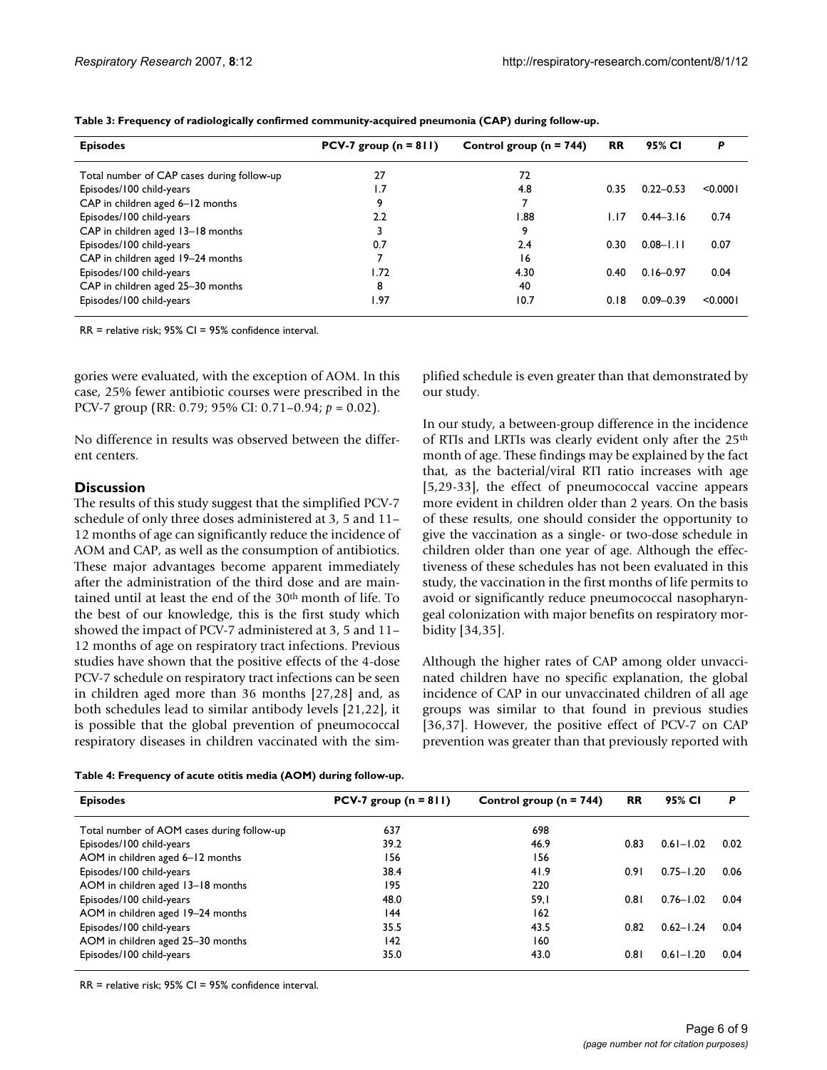**Table 3: Frequency of radiologically confirmed community-acquired pneumonia (CAP) during follow-up.**

| Episodes | PCV-7 group (n = 811) | Control group (n = 744) | RR | 95% CI | P |
|---|---|---|---|---|---|
| Total number of CAP cases during follow-up | 27 | 72 | | | |
| Episodes/100 child-years | 1.7 | 4.8 | 0.35 | 0.22–0.53 | <0.0001 |
| CAP in children aged 6–12 months | 9 | 7 | | | |
| Episodes/100 child-years | 2.2 | 1.88 | 1.17 | 0.44–3.16 | 0.74 |
| CAP in children aged 13–18 months | 3 | 9 | | | |
| Episodes/100 child-years | 0.7 | 2.4 | 0.30 | 0.08–1.11 | 0.07 |
| CAP in children aged 19–24 months | 7 | 16 | | | |
| Episodes/100 child-years | 1.72 | 4.30 | 0.40 | 0.16–0.97 | 0.04 |
| CAP in children aged 25–30 months | 8 | 40 | | | |
| Episodes/100 child-years | 1.97 | 10.7 | 0.18 | 0.09–0.39 | <0.0001 |

RR = relative risk; 95% CI = 95% confidence interval.

gories were evaluated, with the exception of AOM. In this case, 25% fewer antibiotic courses were prescribed in the PCV-7 group (RR: 0.79; 95% CI: 0.71–0.94; $p = 0.02$).

No difference in results was observed between the different centers.

## Discussion

The results of this study suggest that the simplified PCV-7 schedule of only three doses administered at 3, 5 and 11–12 months of age can significantly reduce the incidence of AOM and CAP, as well as the consumption of antibiotics. These major advantages become apparent immediately after the administration of the third dose and are maintained until at least the end of the 30th month of life. To the best of our knowledge, this is the first study which showed the impact of PCV-7 administered at 3, 5 and 11–12 months of age on respiratory tract infections. Previous studies have shown that the positive effects of the 4-dose PCV-7 schedule on respiratory tract infections can be seen in children aged more than 36 months [27,28] and, as both schedules lead to similar antibody levels [21,22], it is possible that the global prevention of pneumococcal respiratory diseases in children vaccinated with the simplified schedule is even greater than that demonstrated by our study.

In our study, a between-group difference in the incidence of RTIs and LRTIs was clearly evident only after the 25th month of age. These findings may be explained by the fact that, as the bacterial/viral RTI ratio increases with age [5,29-33], the effect of pneumococcal vaccine appears more evident in children older than 2 years. On the basis of these results, one should consider the opportunity to give the vaccination as a single- or two-dose schedule in children older than one year of age. Although the effectiveness of these schedules has not been evaluated in this study, the vaccination in the first months of life permits to avoid or significantly reduce pneumococcal nasopharyngeal colonization with major benefits on respiratory morbidity [34,35].

Although the higher rates of CAP among older unvaccinated children have no specific explanation, the global incidence of CAP in our unvaccinated children of all age groups was similar to that found in previous studies [36,37]. However, the positive effect of PCV-7 on CAP prevention was greater than that previously reported with

**Table 4: Frequency of acute otitis media (AOM) during follow-up.**

| Episodes | PCV-7 group (n = 811) | Control group (n = 744) | RR | 95% CI | P |
|---|---|---|---|---|---|
| Total number of AOM cases during follow-up | 637 | 698 | | | |
| Episodes/100 child-years | 39.2 | 46.9 | 0.83 | 0.61–1.02 | 0.02 |
| AOM in children aged 6–12 months | 156 | 156 | | | |
| Episodes/100 child-years | 38.4 | 41.9 | 0.91 | 0.75–1.20 | 0.06 |
| AOM in children aged 13–18 months | 195 | 220 | | | |
| Episodes/100 child-years | 48.0 | 59,1 | 0.81 | 0.76–1.02 | 0.04 |
| AOM in children aged 19–24 months | 144 | 162 | | | |
| Episodes/100 child-years | 35.5 | 43.5 | 0.82 | 0.62–1.24 | 0.04 |
| AOM in children aged 25–30 months | 142 | 160 | | | |
| Episodes/100 child-years | 35.0 | 43.0 | 0.81 | 0.61–1.20 | 0.04 |

RR = relative risk; 95% CI = 95% confidence interval.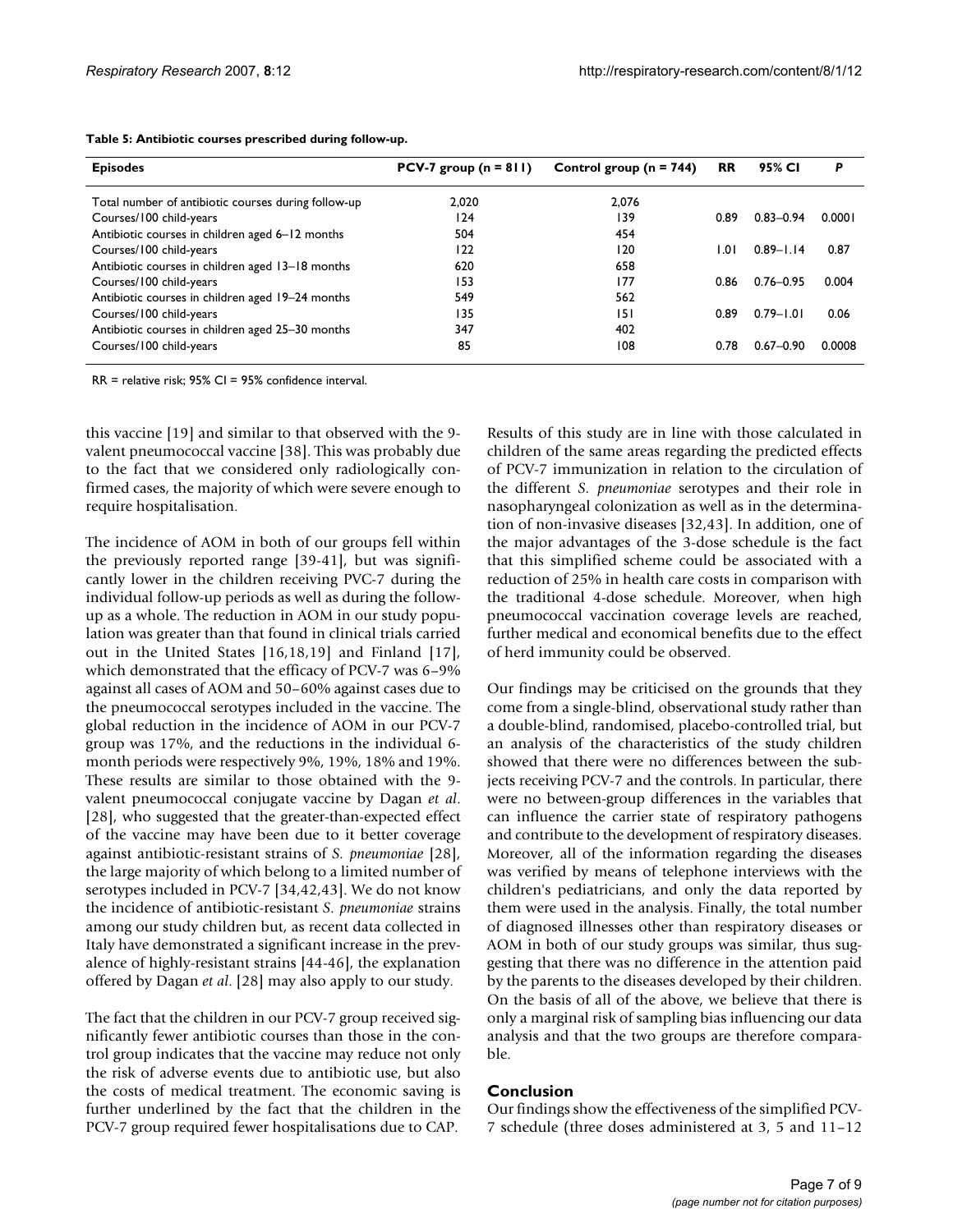**Table 5: Antibiotic courses prescribed during follow-up.**

| Episodes | PCV-7 group (n = 811) | Control group (n = 744) | RR | 95% CI | P |
|---|---|---|---|---|---|
| Total number of antibiotic courses during follow-up | 2,020 | 2,076 | | | |
| Courses/100 child-years | 124 | 139 | 0.89 | 0.83–0.94 | 0.0001 |
| Antibiotic courses in children aged 6–12 months | 504 | 454 | | | |
| Courses/100 child-years | 122 | 120 | 1.01 | 0.89–1.14 | 0.87 |
| Antibiotic courses in children aged 13–18 months | 620 | 658 | | | |
| Courses/100 child-years | 153 | 177 | 0.86 | 0.76–0.95 | 0.004 |
| Antibiotic courses in children aged 19–24 months | 549 | 562 | | | |
| Courses/100 child-years | 135 | 151 | 0.89 | 0.79–1.01 | 0.06 |
| Antibiotic courses in children aged 25–30 months | 347 | 402 | | | |
| Courses/100 child-years | 85 | 108 | 0.78 | 0.67–0.90 | 0.0008 |

RR = relative risk; 95% CI = 95% confidence interval.

this vaccine [19] and similar to that observed with the 9-valent pneumococcal vaccine [38]. This was probably due to the fact that we considered only radiologically confirmed cases, the majority of which were severe enough to require hospitalisation.

The incidence of AOM in both of our groups fell within the previously reported range [39-41], but was significantly lower in the children receiving PVC-7 during the individual follow-up periods as well as during the follow-up as a whole. The reduction in AOM in our study population was greater than that found in clinical trials carried out in the United States [16,18,19] and Finland [17], which demonstrated that the efficacy of PCV-7 was 6–9% against all cases of AOM and 50–60% against cases due to the pneumococcal serotypes included in the vaccine. The global reduction in the incidence of AOM in our PCV-7 group was 17%, and the reductions in the individual 6-month periods were respectively 9%, 19%, 18% and 19%. These results are similar to those obtained with the 9-valent pneumococcal conjugate vaccine by Dagan *et al*. [28], who suggested that the greater-than-expected effect of the vaccine may have been due to it better coverage against antibiotic-resistant strains of *S. pneumoniae* [28], the large majority of which belong to a limited number of serotypes included in PCV-7 [34,42,43]. We do not know the incidence of antibiotic-resistant *S. pneumoniae* strains among our study children but, as recent data collected in Italy have demonstrated a significant increase in the prevalence of highly-resistant strains [44-46], the explanation offered by Dagan *et al*. [28] may also apply to our study.

The fact that the children in our PCV-7 group received significantly fewer antibiotic courses than those in the control group indicates that the vaccine may reduce not only the risk of adverse events due to antibiotic use, but also the costs of medical treatment. The economic saving is further underlined by the fact that the children in the PCV-7 group required fewer hospitalisations due to CAP.

Results of this study are in line with those calculated in children of the same areas regarding the predicted effects of PCV-7 immunization in relation to the circulation of the different *S. pneumoniae* serotypes and their role in nasopharyngeal colonization as well as in the determination of non-invasive diseases [32,43]. In addition, one of the major advantages of the 3-dose schedule is the fact that this simplified scheme could be associated with a reduction of 25% in health care costs in comparison with the traditional 4-dose schedule. Moreover, when high pneumococcal vaccination coverage levels are reached, further medical and economical benefits due to the effect of herd immunity could be observed.

Our findings may be criticised on the grounds that they come from a single-blind, observational study rather than a double-blind, randomised, placebo-controlled trial, but an analysis of the characteristics of the study children showed that there were no differences between the subjects receiving PCV-7 and the controls. In particular, there were no between-group differences in the variables that can influence the carrier state of respiratory pathogens and contribute to the development of respiratory diseases. Moreover, all of the information regarding the diseases was verified by means of telephone interviews with the children's pediatricians, and only the data reported by them were used in the analysis. Finally, the total number of diagnosed illnesses other than respiratory diseases or AOM in both of our study groups was similar, thus suggesting that there was no difference in the attention paid by the parents to the diseases developed by their children. On the basis of all of the above, we believe that there is only a marginal risk of sampling bias influencing our data analysis and that the two groups are therefore comparable.

## Conclusion

Our findings show the effectiveness of the simplified PCV-7 schedule (three doses administered at 3, 5 and 11–12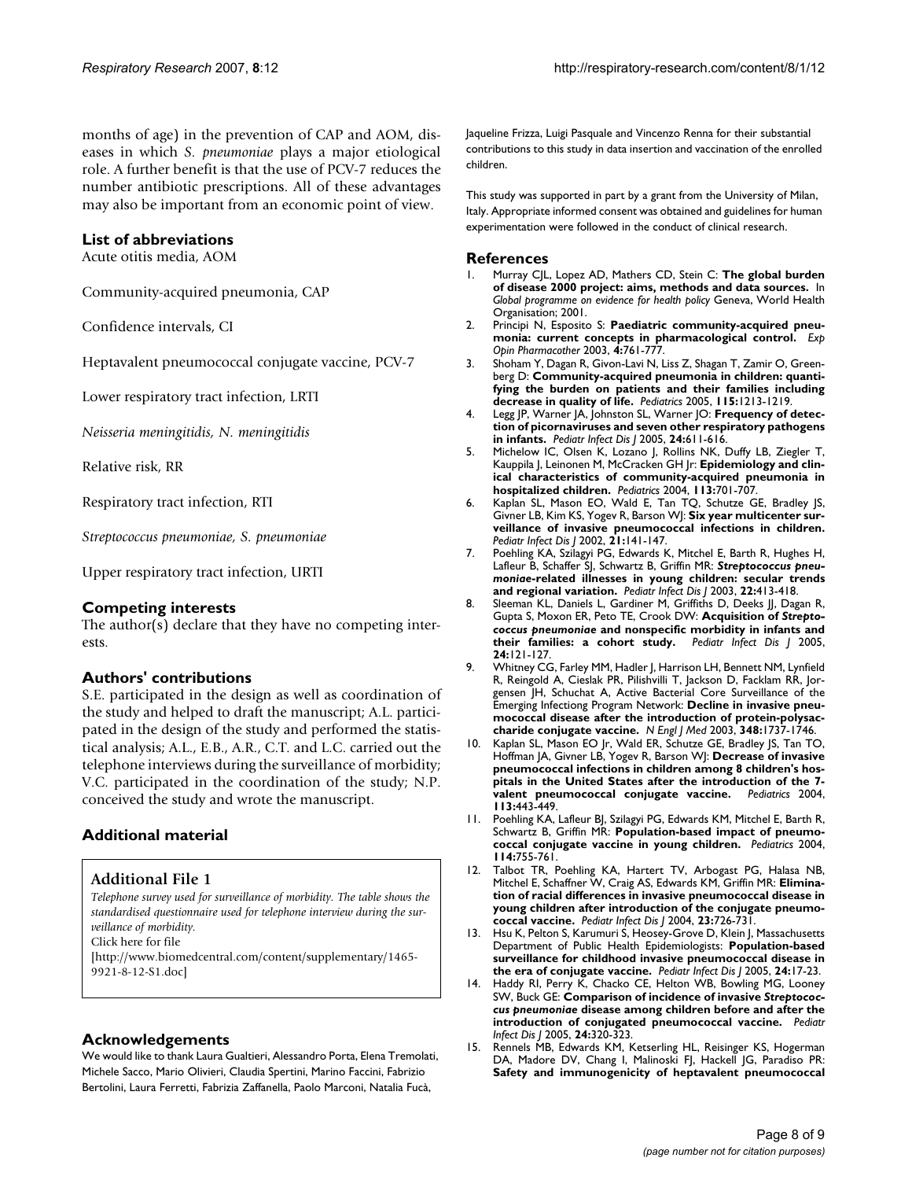months of age) in the prevention of CAP and AOM, diseases in which *S. pneumoniae* plays a major etiological role. A further benefit is that the use of PCV-7 reduces the number antibiotic prescriptions. All of these advantages may also be important from an economic point of view.

## List of abbreviations

Acute otitis media, AOM

Community-acquired pneumonia, CAP

Confidence intervals, CI

Heptavalent pneumococcal conjugate vaccine, PCV-7

Lower respiratory tract infection, LRTI

*Neisseria meningitidis, N. meningitidis*

Relative risk, RR

Respiratory tract infection, RTI

*Streptococcus pneumoniae, S. pneumoniae*

Upper respiratory tract infection, URTI

## Competing interests

The author(s) declare that they have no competing interests.

## Authors' contributions

S.E. participated in the design as well as coordination of the study and helped to draft the manuscript; A.L. participated in the design of the study and performed the statistical analysis; A.L., E.B., A.R., C.T. and L.C. carried out the telephone interviews during the surveillance of morbidity; V.C. participated in the coordination of the study; N.P. conceived the study and wrote the manuscript.

## Additional material

### Additional File 1

*Telephone survey used for surveillance of morbidity. The table shows the standardised questionnaire used for telephone interview during the surveillance of morbidity.*
Click here for file
[http://www.biomedcentral.com/content/supplementary/1465-9921-8-12-S1.doc]

## Acknowledgements

We would like to thank Laura Gualtieri, Alessandro Porta, Elena Tremolati, Michele Sacco, Mario Olivieri, Claudia Spertini, Marino Faccini, Fabrizio Bertolini, Laura Ferretti, Fabrizia Zaffanella, Paolo Marconi, Natalia Fucà, Jaqueline Frizza, Luigi Pasquale and Vincenzo Renna for their substantial contributions to this study in data insertion and vaccination of the enrolled children.

This study was supported in part by a grant from the University of Milan, Italy. Appropriate informed consent was obtained and guidelines for human experimentation were followed in the conduct of clinical research.

## References

1. Murray CJL, Lopez AD, Mathers CD, Stein C: **The global burden of disease 2000 project: aims, methods and data sources.** In *Global programme on evidence for health policy* Geneva, World Health Organisation; 2001.
2. Principi N, Esposito S: **Paediatric community-acquired pneumonia: current concepts in pharmacological control.** *Exp Opin Pharmacother* 2003, **4:**761-777.
3. Shoham Y, Dagan R, Givon-Lavi N, Liss Z, Shagan T, Zamir O, Greenberg D: **Community-acquired pneumonia in children: quantifying the burden on patients and their families including decrease in quality of life.** *Pediatrics* 2005, **115:**1213-1219.
4. Legg JP, Warner JA, Johnston SL, Warner JO: **Frequency of detection of picornaviruses and seven other respiratory pathogens in infants.** *Pediatr Infect Dis J* 2005, **24:**611-616.
5. Michelow IC, Olsen K, Lozano J, Rollins NK, Duffy LB, Ziegler T, Kauppila J, Leinonen M, McCracken GH Jr: **Epidemiology and clinical characteristics of community-acquired pneumonia in hospitalized children.** *Pediatrics* 2004, **113:**701-707.
6. Kaplan SL, Mason EO, Wald E, Tan TQ, Schutze GE, Bradley JS, Givner LB, Kim KS, Yogev R, Barson WJ: **Six year multicenter surveillance of invasive pneumococcal infections in children.** *Pediatr Infect Dis J* 2002, **21:**141-147.
7. Poehling KA, Szilagyi PG, Edwards K, Mitchel E, Barth R, Hughes H, Lafleur B, Schaffer SJ, Schwartz B, Griffin MR: ***Streptococcus pneumoniae*-related illnesses in young children: secular trends and regional variation.** *Pediatr Infect Dis J* 2003, **22:**413-418.
8. Sleeman KL, Daniels L, Gardiner M, Griffiths D, Deeks JJ, Dagan R, Gupta S, Moxon ER, Peto TE, Crook DW: **Acquisition of *Streptococcus pneumoniae* and nonspecific morbidity in infants and their families: a cohort study.** *Pediatr Infect Dis J* 2005, **24:**121-127.
9. Whitney CG, Farley MM, Hadler J, Harrison LH, Bennett NM, Lynfield R, Reingold A, Cieslak PR, Pilishvilli T, Jackson D, Facklam RR, Jorgensen JH, Schuchat A, Active Bacterial Core Surveillance of the Emerging Infectiong Program Network: **Decline in invasive pneumococcal disease after the introduction of protein-polysaccharide conjugate vaccine.** *N Engl J Med* 2003, **348:**1737-1746.
10. Kaplan SL, Mason EO Jr, Wald ER, Schutze GE, Bradley JS, Tan TO, Hoffman JA, Givner LB, Yogev R, Barson WJ: **Decrease of invasive pneumococcal infections in children among 8 children's hospitals in the United States after the introduction of the 7-valent pneumococcal conjugate vaccine.** *Pediatrics* 2004, **113:**443-449.
11. Poehling KA, Lafleur BJ, Szilagyi PG, Edwards KM, Mitchel E, Barth R, Schwartz B, Griffin MR: **Population-based impact of pneumococcal conjugate vaccine in young children.** *Pediatrics* 2004, **114:**755-761.
12. Talbot TR, Poehling KA, Hartert TV, Arbogast PG, Halasa NB, Mitchel E, Schaffner W, Craig AS, Edwards KM, Griffin MR: **Elimination of racial differences in invasive pneumococcal disease in young children after introduction of the conjugate pneumococcal vaccine.** *Pediatr Infect Dis J* 2004, **23:**726-731.
13. Hsu K, Pelton S, Karumuri S, Heosey-Grove D, Klein J, Massachusetts Department of Public Health Epidemiologists: **Population-based surveillance for childhood invasive pneumococcal disease in the era of conjugate vaccine.** *Pediatr Infect Dis J* 2005, **24:**17-23.
14. Haddy RI, Perry K, Chacko CE, Helton WB, Bowling MG, Looney SW, Buck GE: **Comparison of incidence of invasive *Streptococcus pneumoniae* disease among children before and after the introduction of conjugated pneumococcal vaccine.** *Pediatr Infect Dis J* 2005, **24:**320-323.
15. Rennels MB, Edwards KM, Ketserling HL, Reisinger KS, Hogerman DA, Madore DV, Chang I, Malinoski FJ, Hackell JG, Paradiso PR: **Safety and immunogenicity of heptavalent pneumococcal**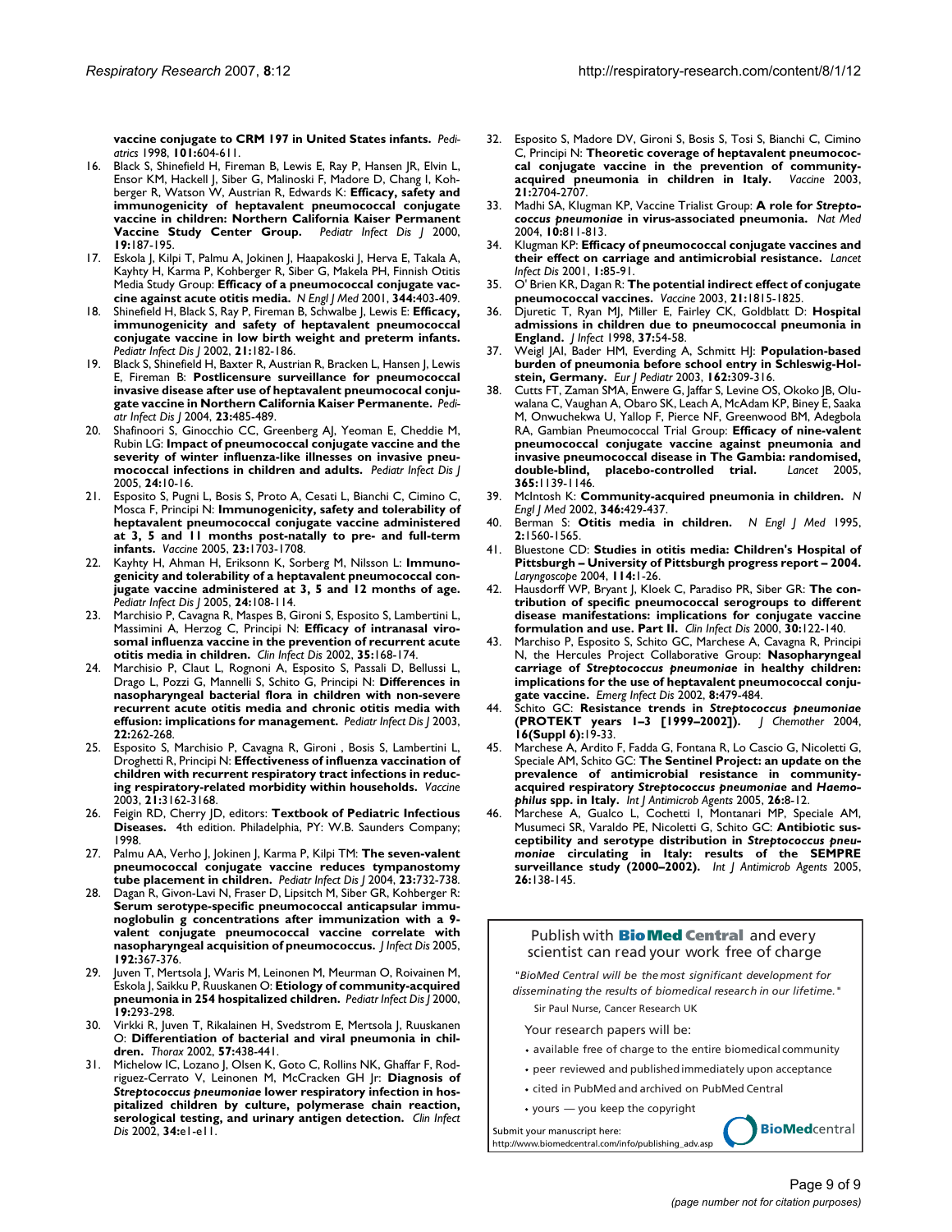**vaccine conjugate to CRM 197 in United States infants.** *Pediatrics* 1998, **101:**604-611.

16. Black S, Shinefield H, Fireman B, Lewis E, Ray P, Hansen JR, Elvin L, Ensor KM, Hackell J, Siber G, Malinoski F, Madore D, Chang I, Kohberger R, Watson W, Austrian R, Edwards K: **Efficacy, safety and immunogenicity of heptavalent pneumococcal conjugate vaccine in children: Northern California Kaiser Permanent Vaccine Study Center Group.** *Pediatr Infect Dis J* 2000, **19:**187-195.
17. Eskola J, Kilpi T, Palmu A, Jokinen J, Haapakoski J, Herva E, Takala A, Kayhty H, Karma P, Kohberger R, Siber G, Makela PH, Finnish Otitis Media Study Group: **Efficacy of a pneumococcal conjugate vaccine against acute otitis media.** *N Engl J Med* 2001, **344:**403-409.
18. Shinefield H, Black S, Ray P, Fireman B, Schwalbe J, Lewis E: **Efficacy, immunogenicity and safety of heptavalent pneumococcal conjugate vaccine in low birth weight and preterm infants.** *Pediatr Infect Dis J* 2002, **21:**182-186.
19. Black S, Shinefield H, Baxter R, Austrian R, Bracken L, Hansen J, Lewis E, Fireman B: **Postlicensure surveillance for pneumococcal invasive disease after use of heptavalent pneumococcal conjugate vaccine in Northern California Kaiser Permanente.** *Pediatr Infect Dis J* 2004, **23:**485-489.
20. Shafinoori S, Ginocchio CC, Greenberg AJ, Yeoman E, Cheddie M, Rubin LG: **Impact of pneumococcal conjugate vaccine and the severity of winter influenza-like illnesses on invasive pneumococcal infections in children and adults.** *Pediatr Infect Dis J* 2005, **24:**10-16.
21. Esposito S, Pugni L, Bosis S, Proto A, Cesati L, Bianchi C, Cimino C, Mosca F, Principi N: **Immunogenicity, safety and tolerability of heptavalent pneumococcal conjugate vaccine administered at 3, 5 and 11 months post-natally to pre- and full-term infants.** *Vaccine* 2005, **23:**1703-1708.
22. Kayhty H, Ahman H, Eriksonn K, Sorberg M, Nilsson L: **Immunogenicity and tolerability of a heptavalent pneumococcal conjugate vaccine administered at 3, 5 and 12 months of age.** *Pediatr Infect Dis J* 2005, **24:**108-114.
23. Marchisio P, Cavagna R, Maspes B, Gironi S, Esposito S, Lambertini L, Massimini A, Herzog C, Principi N: **Efficacy of intranasal virosomal influenza vaccine in the prevention of recurrent acute otitis media in children.** *Clin Infect Dis* 2002, **35:**168-174.
24. Marchisio P, Claut L, Rognoni A, Esposito S, Passali D, Bellussi L, Drago L, Pozzi G, Mannelli S, Schito G, Principi N: **Differences in nasopharyngeal bacterial flora in children with non-severe recurrent acute otitis media and chronic otitis media with effusion: implications for management.** *Pediatr Infect Dis J* 2003, **22:**262-268.
25. Esposito S, Marchisio P, Cavagna R, Gironi , Bosis S, Lambertini L, Droghetti R, Principi N: **Effectiveness of influenza vaccination of children with recurrent respiratory tract infections in reducing respiratory-related morbidity within households.** *Vaccine* 2003, **21:**3162-3168.
26. Feigin RD, Cherry JD, editors: **Textbook of Pediatric Infectious Diseases.** 4th edition. Philadelphia, PY: W.B. Saunders Company; 1998.
27. Palmu AA, Verho J, Jokinen J, Karma P, Kilpi TM: **The seven-valent pneumococcal conjugate vaccine reduces tympanostomy tube placement in children.** *Pediatr Infect Dis J* 2004, **23:**732-738.
28. Dagan R, Givon-Lavi N, Fraser D, Lipsitch M, Siber GR, Kohberger R: **Serum serotype-specific pneumococcal anticapsular immunoglobulin g concentrations after immunization with a 9-valent conjugate pneumococcal vaccine correlate with nasopharyngeal acquisition of pneumococcus.** *J Infect Dis* 2005, **192:**367-376.
29. Juven T, Mertsola J, Waris M, Leinonen M, Meurman O, Roivainen M, Eskola J, Saikku P, Ruuskanen O: **Etiology of community-acquired pneumonia in 254 hospitalized children.** *Pediatr Infect Dis J* 2000, **19:**293-298.
30. Virkki R, Juven T, Rikalainen H, Svedstrom E, Mertsola J, Ruuskanen O: **Differentiation of bacterial and viral pneumonia in children.** *Thorax* 2002, **57:**438-441.
31. Michelow IC, Lozano J, Olsen K, Goto C, Rollins NK, Ghaffar F, Rodriguez-Cerrato V, Leinonen M, McCracken GH Jr: **Diagnosis of *Streptococcus pneumoniae* lower respiratory infection in hospitalized children by culture, polymerase chain reaction, serological testing, and urinary antigen detection.** *Clin Infect Dis* 2002, **34:**e1-e11.
32. Esposito S, Madore DV, Gironi S, Bosis S, Tosi S, Bianchi C, Cimino C, Principi N: **Theoretic coverage of heptavalent pneumococcal conjugate vaccine in the prevention of community-acquired pneumonia in children in Italy.** *Vaccine* 2003, **21:**2704-2707.
33. Madhi SA, Klugman KP, Vaccine Trialist Group: **A role for *Streptococcus pneumoniae* in virus-associated pneumonia.** *Nat Med* 2004, **10:**811-813.
34. Klugman KP: **Efficacy of pneumococcal conjugate vaccines and their effect on carriage and antimicrobial resistance.** *Lancet Infect Dis* 2001, **1:**85-91.
35. O' Brien KR, Dagan R: **The potential indirect effect of conjugate pneumococcal vaccines.** *Vaccine* 2003, **21:**1815-1825.
36. Djuretic T, Ryan MJ, Miller E, Fairley CK, Goldblatt D: **Hospital admissions in children due to pneumococcal pneumonia in England.** *J Infect* 1998, **37:**54-58.
37. Weigl JAI, Bader HM, Everding A, Schmitt HJ: **Population-based burden of pneumonia before school entry in Schleswig-Holstein, Germany.** *Eur J Pediatr* 2003, **162:**309-316.
38. Cutts FT, Zaman SMA, Enwere G, Jaffar S, Levine OS, Okoko JB, Oluwalana C, Vaughan A, Obaro SK, Leach A, McAdam KP, Biney E, Saaka M, Onwuchekwa U, Yallop F, Pierce NF, Greenwood BM, Adegbola RA, Gambian Pneumococcal Trial Group: **Efficacy of nine-valent pneumococcal conjugate vaccine against pneumonia and invasive pneumococcal disease in The Gambia: randomised, double-blind, placebo-controlled trial.** *Lancet* 2005, **365:**1139-1146.
39. McIntosh K: **Community-acquired pneumonia in children.** *N Engl J Med* 2002, **346:**429-437.
40. Berman S: **Otitis media in children.** *N Engl J Med* 1995, **2:**1560-1565.
41. Bluestone CD: **Studies in otitis media: Children's Hospital of Pittsburgh – University of Pittsburgh progress report – 2004.** *Laryngoscope* 2004, **114:**1-26.
42. Hausdorff WP, Bryant J, Kloek C, Paradiso PR, Siber GR: **The contribution of specific pneumococcal serogroups to different disease manifestations: implications for conjugate vaccine formulation and use. Part II.** *Clin Infect Dis* 2000, **30:**122-140.
43. Marchiso P, Esposito S, Schito GC, Marchese A, Cavagna R, Principi N, the Hercules Project Collaborative Group: **Nasopharyngeal carriage of *Streptococcus pneumoniae* in healthy children: implications for the use of heptavalent pneumococcal conjugate vaccine.** *Emerg Infect Dis* 2002, **8:**479-484.
44. Schito GC: **Resistance trends in *Streptococcus pneumoniae* (PROTEKT years 1–3 [1999–2002]).** *J Chemother* 2004, **16(Suppl 6):**19-33.
45. Marchese A, Ardito F, Fadda G, Fontana R, Lo Cascio G, Nicoletti G, Speciale AM, Schito GC: **The Sentinel Project: an update on the prevalence of antimicrobial resistance in community-acquired respiratory *Streptococcus pneumoniae* and *Haemophilus* spp. in Italy.** *Int J Antimicrob Agents* 2005, **26:**8-12.
46. Marchese A, Gualco L, Cochetti I, Montanari MP, Speciale AM, Musumeci SR, Varaldo PE, Nicoletti G, Schito GC: **Antibiotic susceptibility and serotype distribution in *Streptococcus pneumoniae* circulating in Italy: results of the SEMPRE surveillance study (2000–2002).** *Int J Antimicrob Agents* 2005, **26:**138-145.

Publish with **BioMed Central** and every scientist can read your work free of charge

*"BioMed Central will be the most significant development for disseminating the results of biomedical research in our lifetime."*

Sir Paul Nurse, Cancer Research UK

Your research papers will be:

- available free of charge to the entire biomedical community
- peer reviewed and published immediately upon acceptance
- cited in PubMed and archived on PubMed Central
- yours — you keep the copyright

Submit your manuscript here:
http://www.biomedcentral.com/info/publishing_adv.asp

BioMedcentral